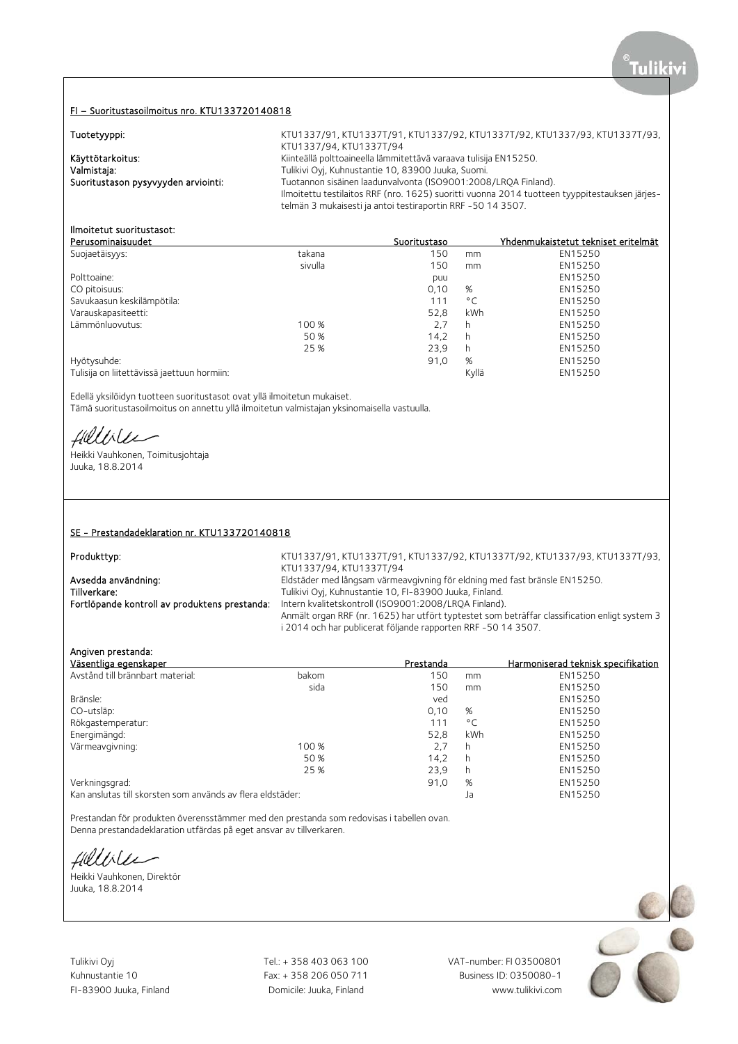## FI – Suoritustasoilmoitus nro. KTU133720140818

**Tuotetyyppi:** KTU1337/91, KTU1337T/91, KTU1337/92, KTU1337T/92, KTU1337/93, KTU1337T/93, KTU1337/94, KTU1337T/94

**Käyttötarkoitus:** Kiinteällä polttoaineella lämmitettävä varaava tulisija EN15250.

**Valmistaja:** Tulikivi Oyj, Kuhnustantie 10, 83900 Juuka, Suomi.

**Suoritustason pysyvyyden arviointi:** Tuotannon sisäinen laadunvalvonta (ISO9001:2008/LRQA Finland). Ilmoitettu testilaitos RRF (nro. 1625) suoritti vuonna 2014 tuotteen tyyppitestauksen järjestelmän 3 mukaisesti ja antoi testiraportin RRF -50 14 3507.

**Ilmoitetut suoritustasot:**

| Perusominaisuudet | | Suoritustaso | | Yhdenmukaistetut tekniset eritelmät |
|---|---|---|---|---|
| Suojaetäisyys: | takana | 150 | mm | EN15250 |
| | sivulla | 150 | mm | EN15250 |
| Polttoaine: | | puu | | EN15250 |
| CO pitoisuus: | | 0,10 | % | EN15250 |
| Savukaasun keskilämpötila: | | 111 | °C | EN15250 |
| Varauskapasiteetti: | | 52,8 | kWh | EN15250 |
| Lämmönluovutus: | 100 % | 2,7 | h | EN15250 |
| | 50 % | 14,2 | h | EN15250 |
| | 25 % | 23,9 | h | EN15250 |
| Hyötysuhde: | | 91,0 | % | EN15250 |
| Tulisija on liitettävissä jaettuun hormiin: | | | Kyllä | EN15250 |

Edellä yksilöidyn tuotteen suoritustasot ovat yllä ilmoitetun mukaiset.
Tämä suoritustasoilmoitus on annettu yllä ilmoitetun valmistajan yksinomaisella vastuulla.

Heikki Vauhkonen, Toimitusjohtaja
Juuka, 18.8.2014

## SE - Prestandadeklaration nr. KTU133720140818

**Produkttyp:** KTU1337/91, KTU1337T/91, KTU1337/92, KTU1337T/92, KTU1337/93, KTU1337T/93, KTU1337/94, KTU1337T/94

**Avsedda användning:** Eldstäder med långsam värmeavgivning för eldning med fast bränsle EN15250.

**Tillverkare:** Tulikivi Oyj, Kuhnustantie 10, FI-83900 Juuka, Finland.

**Fortlöpande kontroll av produktens prestanda:** Intern kvalitetskontroll (ISO9001:2008/LRQA Finland). Anmält organ RRF (nr. 1625) har utfört typtestet som beträffar classification enligt system 3 i 2014 och har publicerat följande rapporten RRF -50 14 3507.

**Angiven prestanda:**

| Väsentliga egenskaper | | Prestanda | | Harmoniserad teknisk specifikation |
|---|---|---|---|---|
| Avstånd till brännbart material: | bakom | 150 | mm | EN15250 |
| | sida | 150 | mm | EN15250 |
| Bränsle: | | ved | | EN15250 |
| CO-utsläp: | | 0,10 | % | EN15250 |
| Rökgastemperatur: | | 111 | °C | EN15250 |
| Energimängd: | | 52,8 | kWh | EN15250 |
| Värmeavgivning: | 100 % | 2,7 | h | EN15250 |
| | 50 % | 14,2 | h | EN15250 |
| | 25 % | 23,9 | h | EN15250 |
| Verkningsgrad: | | 91,0 | % | EN15250 |
| Kan anslutas till skorsten som används av flera eldstäder: | | | Ja | EN15250 |

Prestandan för produkten överensstämmer med den prestanda som redovisas i tabellen ovan.
Denna prestandadeklaration utfärdas på eget ansvar av tillverkaren.

Heikki Vauhkonen, Direktör
Juuka, 18.8.2014

Tulikivi Oyj
Kuhnustantie 10
FI-83900 Juuka, Finland

Tel.: + 358 403 063 100
Fax: + 358 206 050 711
Domicile: Juuka, Finland

VAT-number: FI 03500801
Business ID: 0350080-1
www.tulikivi.com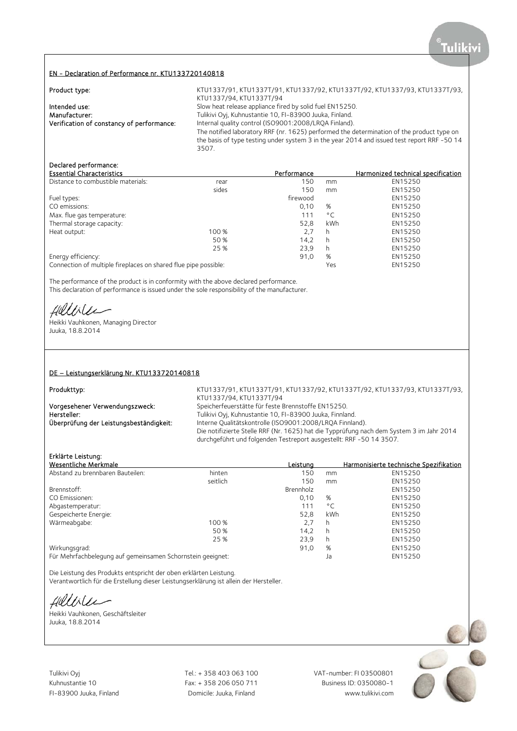## EN - Declaration of Performance nr. KTU133720140818

| | |
|---|---|
| **Product type:** | KTU1337/91, KTU1337T/91, KTU1337/92, KTU1337T/92, KTU1337/93, KTU1337T/93, KTU1337/94, KTU1337T/94 |
| **Intended use:** | Slow heat release appliance fired by solid fuel EN15250. |
| **Manufacturer:** | Tulikivi Oyj, Kuhnustantie 10, FI-83900 Juuka, Finland. |
| **Verification of constancy of performance:** | Internal quality control (ISO9001:2008/LRQA Finland). The notified laboratory RRF (nr. 1625) performed the determination of the product type on the basis of type testing under system 3 in the year 2014 and issued test report RRF -50 14 3507. |

Declared performance:

| Essential Characteristics | | Performance | | Harmonized technical specification |
|---|---|---|---|---|
| Distance to combustible materials: | rear | 150 | mm | EN15250 |
| | sides | 150 | mm | EN15250 |
| Fuel types: | | firewood | | EN15250 |
| CO emissions: | | 0,10 | % | EN15250 |
| Max. flue gas temperature: | | 111 | °C | EN15250 |
| Thermal storage capacity: | | 52,8 | kWh | EN15250 |
| Heat output: | 100 % | 2,7 | h | EN15250 |
| | 50 % | 14,2 | h | EN15250 |
| | 25 % | 23,9 | h | EN15250 |
| Energy efficiency: | | 91,0 | % | EN15250 |
| Connection of multiple fireplaces on shared flue pipe possible: | | | Yes | EN15250 |

The performance of the product is in conformity with the above declared performance.
This declaration of performance is issued under the sole responsibility of the manufacturer.

Heikki Vauhkonen, Managing Director
Juuka, 18.8.2014

## DE – Leistungserklärung Nr. KTU133720140818

| | |
|---|---|
| **Produkttyp:** | KTU1337/91, KTU1337T/91, KTU1337/92, KTU1337T/92, KTU1337/93, KTU1337T/93, KTU1337/94, KTU1337T/94 |
| **Vorgesehener Verwendungszweck:** | Speicherfeuerstätte für feste Brennstoffe EN15250. |
| **Hersteller:** | Tulikivi Oyj, Kuhnustantie 10, FI-83900 Juuka, Finnland. |
| **Überprüfung der Leistungsbeständigkeit:** | Interne Qualitätskontrolle (ISO9001:2008/LRQA Finnland). Die notifizierte Stelle RRF (Nr. 1625) hat die Typprüfung nach dem System 3 im Jahr 2014 durchgeführt und folgenden Testreport ausgestellt: RRF -50 14 3507. |

Erklärte Leistung:

| Wesentliche Merkmale | | Leistung | | Harmonisierte technische Spezifikation |
|---|---|---|---|---|
| Abstand zu brennbaren Bauteilen: | hinten | 150 | mm | EN15250 |
| | seitlich | 150 | mm | EN15250 |
| Brennstoff: | | Brennholz | | EN15250 |
| CO Emissionen: | | 0,10 | % | EN15250 |
| Abgastemperatur: | | 111 | °C | EN15250 |
| Gespeicherte Energie: | | 52,8 | kWh | EN15250 |
| Wärmeabgabe: | 100 % | 2,7 | h | EN15250 |
| | 50 % | 14,2 | h | EN15250 |
| | 25 % | 23,9 | h | EN15250 |
| Wirkungsgrad: | | 91,0 | % | EN15250 |
| Für Mehrfachbelegung auf gemeinsamen Schornstein geeignet: | | | Ja | EN15250 |

Die Leistung des Produkts entspricht der oben erklärten Leistung.
Verantwortlich für die Erstellung dieser Leistungserklärung ist allein der Hersteller.

Heikki Vauhkonen, Geschäftsleiter
Juuka, 18.8.2014

Tulikivi Oyj
Kuhnustantie 10
FI-83900 Juuka, Finland

Tel.: + 358 403 063 100
Fax: + 358 206 050 711
Domicile: Juuka, Finland

VAT-number: FI 03500801
Business ID: 0350080-1
www.tulikivi.com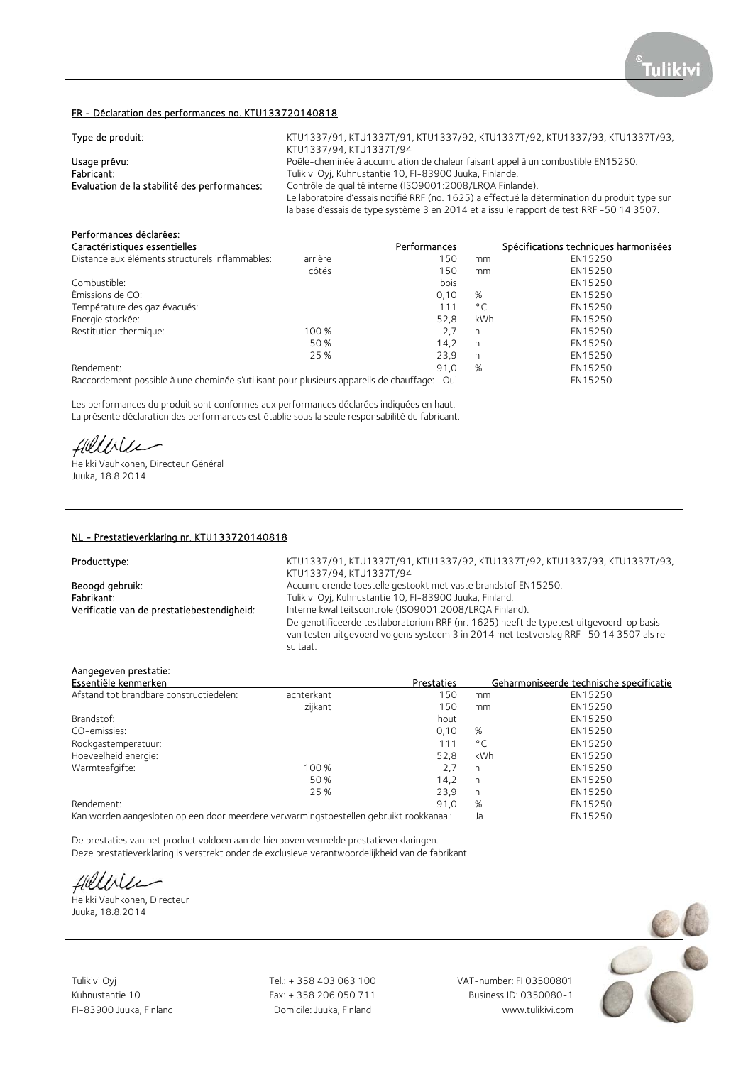## FR - Déclaration des performances no. KTU133720140818

| | |
|---|---|
| **Type de produit:** | KTU1337/91, KTU1337T/91, KTU1337/92, KTU1337T/92, KTU1337/93, KTU1337T/93, KTU1337/94, KTU1337T/94 |
| **Usage prévu:** | Poêle-cheminée à accumulation de chaleur faisant appel à un combustible EN15250. |
| **Fabricant:** | Tulikivi Oyj, Kuhnustantie 10, FI-83900 Juuka, Finlande. |
| **Evaluation de la stabilité des performances:** | Contrôle de qualité interne (ISO9001:2008/LRQA Finlande). Le laboratoire d'essais notifié RRF (no. 1625) a effectué la détermination du produit type sur la base d'essais de type système 3 en 2014 et a issu le rapport de test RRF -50 14 3507. |

**Performances déclarées:**

| Caractéristiques essentielles | | Performances | | Spécifications techniques harmonisées |
|---|---|---|---|---|
| Distance aux éléments structurels inflammables: | arrière | 150 | mm | EN15250 |
| | côtés | 150 | mm | EN15250 |
| Combustible: | | bois | | EN15250 |
| Émissions de CO: | | 0,10 | % | EN15250 |
| Température des gaz évacués: | | 111 | °C | EN15250 |
| Energie stockée: | | 52,8 | kWh | EN15250 |
| Restitution thermique: | 100 % | 2,7 | h | EN15250 |
| | 50 % | 14,2 | h | EN15250 |
| | 25 % | 23,9 | h | EN15250 |
| Rendement: | | 91,0 | % | EN15250 |
| Raccordement possible à une cheminée s'utilisant pour plusieurs appareils de chauffage: | | Oui | | EN15250 |

Les performances du produit sont conformes aux performances déclarées indiquées en haut.
La présente déclaration des performances est établie sous la seule responsabilité du fabricant.

Heikki Vauhkonen, Directeur Général
Juuka, 18.8.2014

## NL - Prestatieverklaring nr. KTU133720140818

| | |
|---|---|
| **Producttype:** | KTU1337/91, KTU1337T/91, KTU1337/92, KTU1337T/92, KTU1337/93, KTU1337T/93, KTU1337/94, KTU1337T/94 |
| **Beoogd gebruik:** | Accumulerende toestelle gestookt met vaste brandstof EN15250. |
| **Fabrikant:** | Tulikivi Oyj, Kuhnustantie 10, FI-83900 Juuka, Finland. |
| **Verificatie van de prestatiebestendigheid:** | Interne kwaliteitscontrole (ISO9001:2008/LRQA Finland). De genotificeerde testlaboratorium RRF (nr. 1625) heeft de typetest uitgevoerd op basis van testen uitgevoerd volgens systeem 3 in 2014 met testverslag RRF -50 14 3507 als resultaat. |

**Aangegeven prestatie:**

| Essentiële kenmerken | | Prestaties | | Geharmoniseerde technische specificatie |
|---|---|---|---|---|
| Afstand tot brandbare constructiedelen: | achterkant | 150 | mm | EN15250 |
| | zijkant | 150 | mm | EN15250 |
| Brandstof: | | hout | | EN15250 |
| CO-emissies: | | 0,10 | % | EN15250 |
| Rookgastemperatuur: | | 111 | °C | EN15250 |
| Hoeveelheid energie: | | 52,8 | kWh | EN15250 |
| Warmteafgifte: | 100 % | 2,7 | h | EN15250 |
| | 50 % | 14,2 | h | EN15250 |
| | 25 % | 23,9 | h | EN15250 |
| Rendement: | | 91,0 | % | EN15250 |
| Kan worden aangesloten op een door meerdere verwarmingstoestellen gebruikt rookkanaal: | | Ja | | EN15250 |

De prestaties van het product voldoen aan de hierboven vermelde prestatieverklaringen.
Deze prestatieverklaring is verstrekt onder de exclusieve verantwoordelijkheid van de fabrikant.

Heikki Vauhkonen, Directeur
Juuka, 18.8.2014

Tulikivi Oyj
Kuhnustantie 10
FI-83900 Juuka, Finland

Tel.: + 358 403 063 100
Fax: + 358 206 050 711
Domicile: Juuka, Finland

VAT-number: FI 03500801
Business ID: 0350080-1
www.tulikivi.com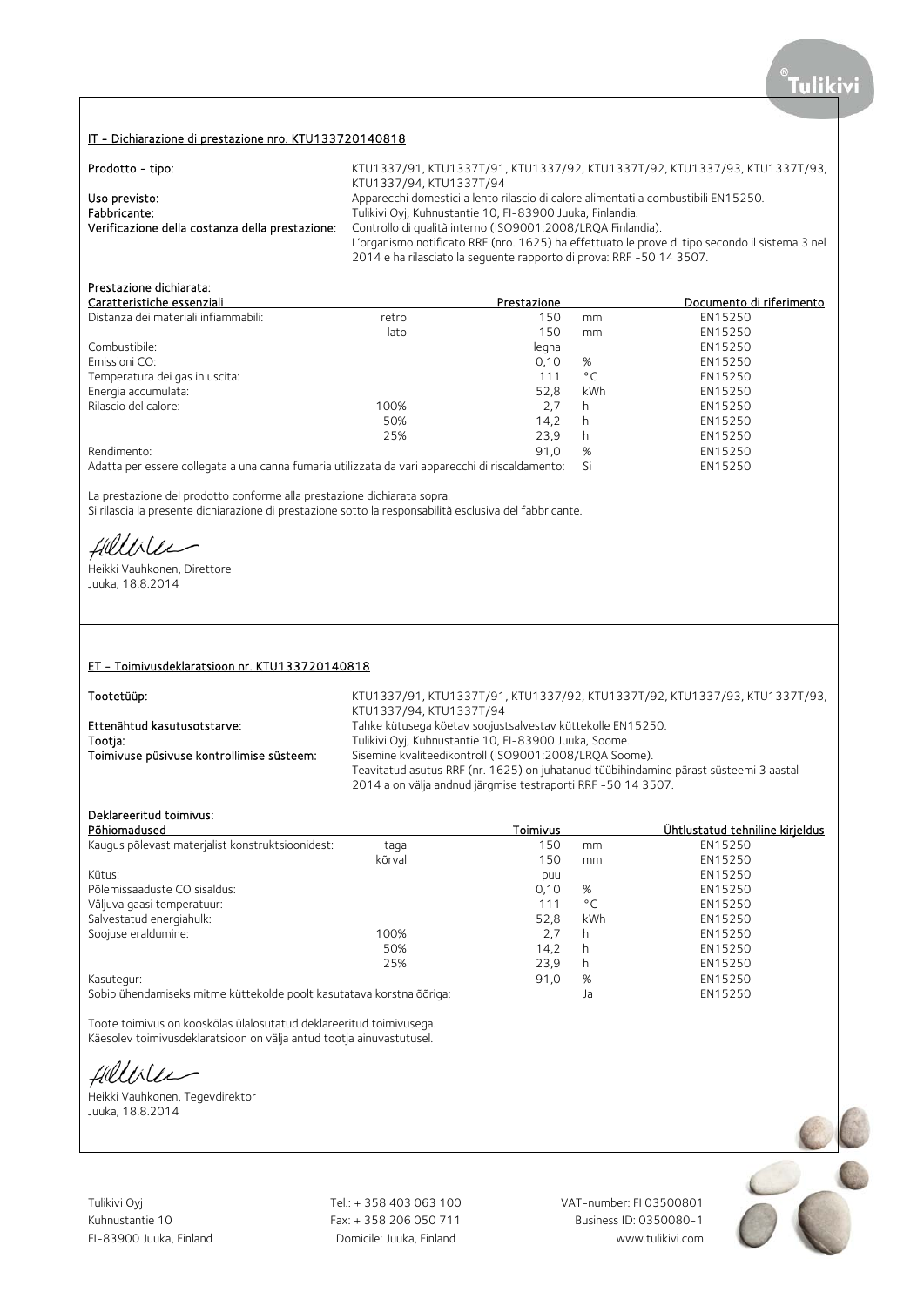## IT - Dichiarazione di prestazione nro. KTU133720140818

| | |
|---|---|
| **Prodotto - tipo:** | KTU1337/91, KTU1337T/91, KTU1337/92, KTU1337T/92, KTU1337/93, KTU1337T/93, KTU1337/94, KTU1337T/94 |
| **Uso previsto:** | Apparecchi domestici a lento rilascio di calore alimentati a combustibili EN15250. |
| **Fabbricante:** | Tulikivi Oyj, Kuhnustantie 10, FI-83900 Juuka, Finlandia. |
| **Verificazione della costanza della prestazione:** | Controllo di qualità interno (ISO9001:2008/LRQA Finlandia). L'organismo notificato RRF (nro. 1625) ha effettuato le prove di tipo secondo il sistema 3 nel 2014 e ha rilasciato la seguente rapporto di prova: RRF -50 14 3507. |

**Prestazione dichiarata:**

| Caratteristiche essenziali | | Prestazione | | Documento di riferimento |
|---|---|---|---|---|
| Distanza dei materiali infiammabili: | retro | 150 | mm | EN15250 |
| | lato | 150 | mm | EN15250 |
| Combustibile: | | legna | | EN15250 |
| Emissioni CO: | | 0,10 | % | EN15250 |
| Temperatura dei gas in uscita: | | 111 | °C | EN15250 |
| Energia accumulata: | | 52,8 | kWh | EN15250 |
| Rilascio del calore: | 100% | 2,7 | h | EN15250 |
| | 50% | 14,2 | h | EN15250 |
| | 25% | 23,9 | h | EN15250 |
| Rendimento: | | 91,0 | % | EN15250 |
| Adatta per essere collegata a una canna fumaria utilizzata da vari apparecchi di riscaldamento: | | | Si | EN15250 |

La prestazione del prodotto conforme alla prestazione dichiarata sopra.
Si rilascia la presente dichiarazione di prestazione sotto la responsabilità esclusiva del fabbricante.

Heikki Vauhkonen, Direttore
Juuka, 18.8.2014

## ET - Toimivusdeklaratsioon nr. KTU133720140818

| | |
|---|---|
| **Tootetüüp:** | KTU1337/91, KTU1337T/91, KTU1337/92, KTU1337T/92, KTU1337/93, KTU1337T/93, KTU1337/94, KTU1337T/94 |
| **Ettenähtud kasutusotstarve:** | Tahke kütusega köetav soojustsalvestav küttekolle EN15250. |
| **Tootja:** | Tulikivi Oyj, Kuhnustantie 10, FI-83900 Juuka, Soome. |
| **Toimivuse püsivuse kontrollimise süsteem:** | Sisemine kvaliteedikontroll (ISO9001:2008/LRQA Soome). Teavitatud asutus RRF (nr. 1625) on juhatanud tüübihindamine pärast süsteemi 3 aastal 2014 a on välja andnud järgmise testraporti RRF -50 14 3507. |

**Deklareeritud toimivus:**

| Põhiomadused | | Toimivus | | Ühtlustatud tehniline kirjeldus |
|---|---|---|---|---|
| Kaugus põlevast materjalist konstruktsioonidest: | taga | 150 | mm | EN15250 |
| | kõrval | 150 | mm | EN15250 |
| Kütus: | | puu | | EN15250 |
| Põlemissaaduste CO sisaldus: | | 0,10 | % | EN15250 |
| Väljuva gaasi temperatuur: | | 111 | °C | EN15250 |
| Salvestatud energiahulk: | | 52,8 | kWh | EN15250 |
| Soojuse eraldumine: | 100% | 2,7 | h | EN15250 |
| | 50% | 14,2 | h | EN15250 |
| | 25% | 23,9 | h | EN15250 |
| Kasutegur: | | 91,0 | % | EN15250 |
| Sobib ühendamiseks mitme küttekolde poolt kasutatava korstnalõõriga: | | | Ja | EN15250 |

Toote toimivus on kooskõlas ülalosutatud deklareeritud toimivusega.
Käesolev toimivusdeklaratsioon on välja antud tootja ainuvastutusel.

Heikki Vauhkonen, Tegevdirektor
Juuka, 18.8.2014

Tulikivi Oyj
Kuhnustantie 10
FI-83900 Juuka, Finland

Tel.: + 358 403 063 100
Fax: + 358 206 050 711
Domicile: Juuka, Finland

VAT-number: FI 03500801
Business ID: 0350080-1
www.tulikivi.com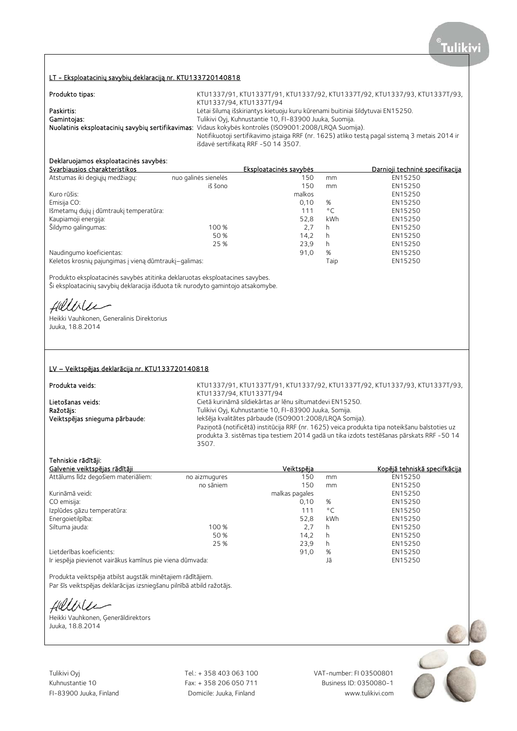## LT - Eksploatacinių savybių deklaraciją nr. KTU133720140818

| | |
|---|---|
| **Produkto tipas:** | KTU1337/91, KTU1337T/91, KTU1337/92, KTU1337T/92, KTU1337/93, KTU1337T/93, KTU1337/94, KTU1337T/94 |
| **Paskirtis:** | Lėtai šilumą išskiriantys kietuoju kuru kūrenami buitiniai šildytuvai EN15250. |
| **Gamintojas:** | Tulikivi Oyj, Kuhnustantie 10, FI-83900 Juuka, Suomija. |
| **Nuolatinis eksploatacinių savybių sertifikavimas:** | Vidaus kokybės kontrolės (ISO9001:2008/LRQA Suomija). Notifikuotoji sertifikavimo įstaiga RRF (nr. 1625) atliko testą pagal sistemą 3 metais 2014 ir išdavė sertifikatą RRF -50 14 3507. |

**Deklaruojamos eksploatacinės savybės:**

| Svarbiausios charakteristikos | | Eksploatacinės savybės | | Darnioji techninė specifikacija |
|---|---|---|---|---|
| Atstumas iki degiųjų medžiagų: | nuo galinės sienelės | 150 | mm | EN15250 |
| | iš šono | 150 | mm | EN15250 |
| Kuro rūšis: | | malkos | | EN15250 |
| Emisija CO: | | 0,10 | % | EN15250 |
| Išmetamų dujų į dūmtraukį temperatūra: | | 111 | °C | EN15250 |
| Kaupiamoji energija: | | 52,8 | kWh | EN15250 |
| Šildymo galingumas: | 100 % | 2,7 | h | EN15250 |
| | 50 % | 14,2 | h | EN15250 |
| | 25 % | 23,9 | h | EN15250 |
| Naudingumo koeficientas: | | 91,0 | % | EN15250 |
| Keletos krosnių pajungimas į vieną dūmtraukį–galimas: | | | Taip | EN15250 |

Produkto eksploatacinės savybės atitinka deklaruotas eksploatacines savybes.
Ši eksploatacinių savybių deklaracija išduota tik nurodyto gamintojo atsakomybe.

Heikki Vauhkonen, Generalinis Direktorius
Juuka, 18.8.2014

## LV – Veiktspējas deklarācija nr. KTU133720140818

| | |
|---|---|
| **Produkta veids:** | KTU1337/91, KTU1337T/91, KTU1337/92, KTU1337T/92, KTU1337/93, KTU1337T/93, KTU1337/94, KTU1337T/94 |
| **Lietošanas veids:** | Cietā kurināmā sildiekārtas ar lēnu siltumatdevi EN15250. |
| **Ražotājs:** | Tulikivi Oyj, Kuhnustantie 10, FI-83900 Juuka, Somija. |
| **Veiktspējas snieguma pārbaude:** | Iekšēja kvalitātes pārbaude (ISO9001:2008/LRQA Somija). Paziņotā (notificētā) institūcija RRF (nr. 1625) veica produkta tipa noteikšanu balstoties uz produkta 3. sistēmas tipa testiem 2014 gadā un tika izdots testēšanas pārskats RRF -50 14 3507. |

**Tehniskie rādītāji:**

| Galvenie veiktspējas rādītāji | | Veiktspēja | | Kopējā tehniskā specifkācija |
|---|---|---|---|---|
| Attālums līdz degošiem materiāliem: | no aizmugures | 150 | mm | EN15250 |
| | no sāniem | 150 | mm | EN15250 |
| Kurināmā veidi: | | malkas pagales | | EN15250 |
| CO emisija: | | 0,10 | % | EN15250 |
| Izplūdes gāzu temperatūra: | | 111 | °C | EN15250 |
| Energoietilpība: | | 52,8 | kWh | EN15250 |
| Siltuma jauda: | 100 % | 2,7 | h | EN15250 |
| | 50 % | 14,2 | h | EN15250 |
| | 25 % | 23,9 | h | EN15250 |
| Lietderības koeficients: | | 91,0 | % | EN15250 |
| Ir iespēja pievienot vairākus kamīnus pie viena dūmvada: | | | Jā | EN15250 |

Produkta veiktspēja atbilst augstāk minētajiem rādītājiem.
Par šīs veiktspējas deklarācijas izsniegšanu pilnībā atbild ražotājs.

Heikki Vauhkonen, Ģenerāldirektors
Juuka, 18.8.2014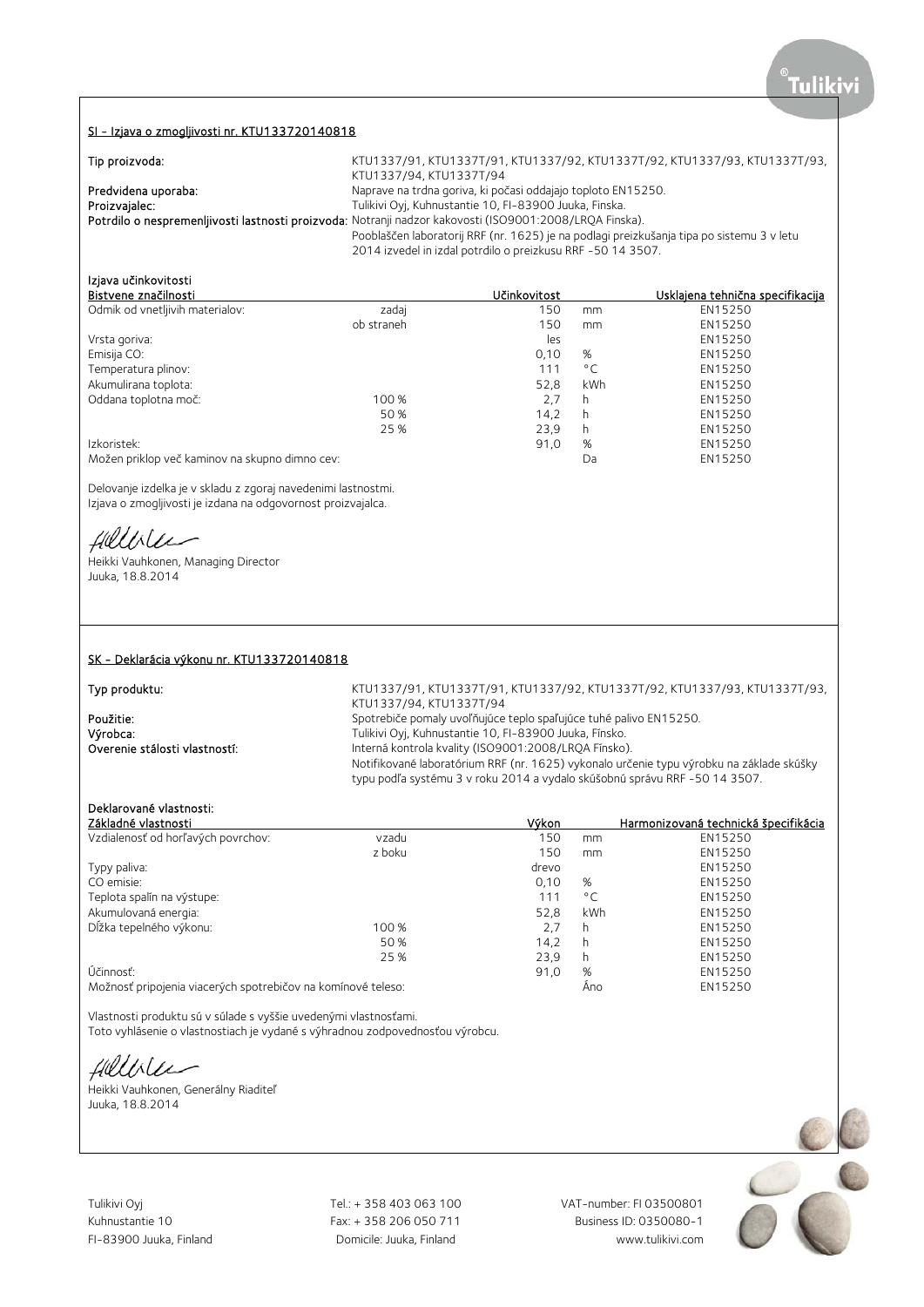## SI - Izjava o zmogljivosti nr. KTU133720140818

**Tip proizvoda:** KTU1337/91, KTU1337T/91, KTU1337/92, KTU1337T/92, KTU1337/93, KTU1337T/93, KTU1337/94, KTU1337T/94

**Predvidena uporaba:** Naprave na trdna goriva, ki počasi oddajajo toploto EN15250.

**Proizvajalec:** Tulikivi Oyj, Kuhnustantie 10, FI-83900 Juuka, Finska.

**Potrdilo o nespremenljivosti lastnosti proizvoda:** Notranji nadzor kakovosti (ISO9001:2008/LRQA Finska).
Pooblaščen laboratorij RRF (nr. 1625) je na podlagi preizkušanja tipa po sistemu 3 v letu 2014 izvedel in izdal potrdilo o preizkusu RRF -50 14 3507.

Izjava učinkovitosti

| Bistvene značilnosti | | Učinkovitost | | Usklajena tehnična specifikacija |
|---|---|---|---|---|
| Odmik od vnetljivih materialov: | zadaj | 150 | mm | EN15250 |
| | ob straneh | 150 | mm | EN15250 |
| Vrsta goriva: | | les | | EN15250 |
| Emisija CO: | | 0,10 | % | EN15250 |
| Temperatura plinov: | | 111 | °C | EN15250 |
| Akumulirana toplota: | | 52,8 | kWh | EN15250 |
| Oddana toplotna moč: | 100 % | 2,7 | h | EN15250 |
| | 50 % | 14,2 | h | EN15250 |
| | 25 % | 23,9 | h | EN15250 |
| Izkoristek: | | 91,0 | % | EN15250 |
| Možen priklop več kaminov na skupno dimno cev: | | | Da | EN15250 |

Delovanje izdelka je v skladu z zgoraj navedenimi lastnostmi.
Izjava o zmogljivosti je izdana na odgovornost proizvajalca.

Heikki Vauhkonen, Managing Director
Juuka, 18.8.2014

## SK - Deklarácia výkonu nr. KTU133720140818

**Typ produktu:** KTU1337/91, KTU1337T/91, KTU1337/92, KTU1337T/92, KTU1337/93, KTU1337T/93, KTU1337/94, KTU1337T/94

**Použitie:** Spotrebiče pomaly uvoľňujúce teplo spaľujúce tuhé palivo EN15250.

**Výrobca:** Tulikivi Oyj, Kuhnustantie 10, FI-83900 Juuka, Fínsko.

**Overenie stálosti vlastností:** Interná kontrola kvality (ISO9001:2008/LRQA Fínsko).
Notifikované laboratórium RRF (nr. 1625) vykonalo určenie typu výrobku na základe skúšky typu podľa systému 3 v roku 2014 a vydalo skúšobnú správu RRF -50 14 3507.

**Deklarované vlastnosti:**

| Základné vlastnosti | | Výkon | | Harmonizovaná technická špecifikácia |
|---|---|---|---|---|
| Vzdialenosť od horľavých povrchov: | vzadu | 150 | mm | EN15250 |
| | z boku | 150 | mm | EN15250 |
| Typy paliva: | | drevo | | EN15250 |
| CO emisie: | | 0,10 | % | EN15250 |
| Teplota spalín na výstupe: | | 111 | °C | EN15250 |
| Akumulovaná energia: | | 52,8 | kWh | EN15250 |
| Dĺžka tepelného výkonu: | 100 % | 2,7 | h | EN15250 |
| | 50 % | 14,2 | h | EN15250 |
| | 25 % | 23,9 | h | EN15250 |
| Účinnosť: | | 91,0 | % | EN15250 |
| Možnosť pripojenia viacerých spotrebičov na komínové teleso: | | | Áno | EN15250 |

Vlastnosti produktu sú v súlade s vyššie uvedenými vlastnosťami.
Toto vyhlásenie o vlastnostiach je vydané s výhradnou zodpovednosťou výrobcu.

Heikki Vauhkonen, Generálny Riaditeľ
Juuka, 18.8.2014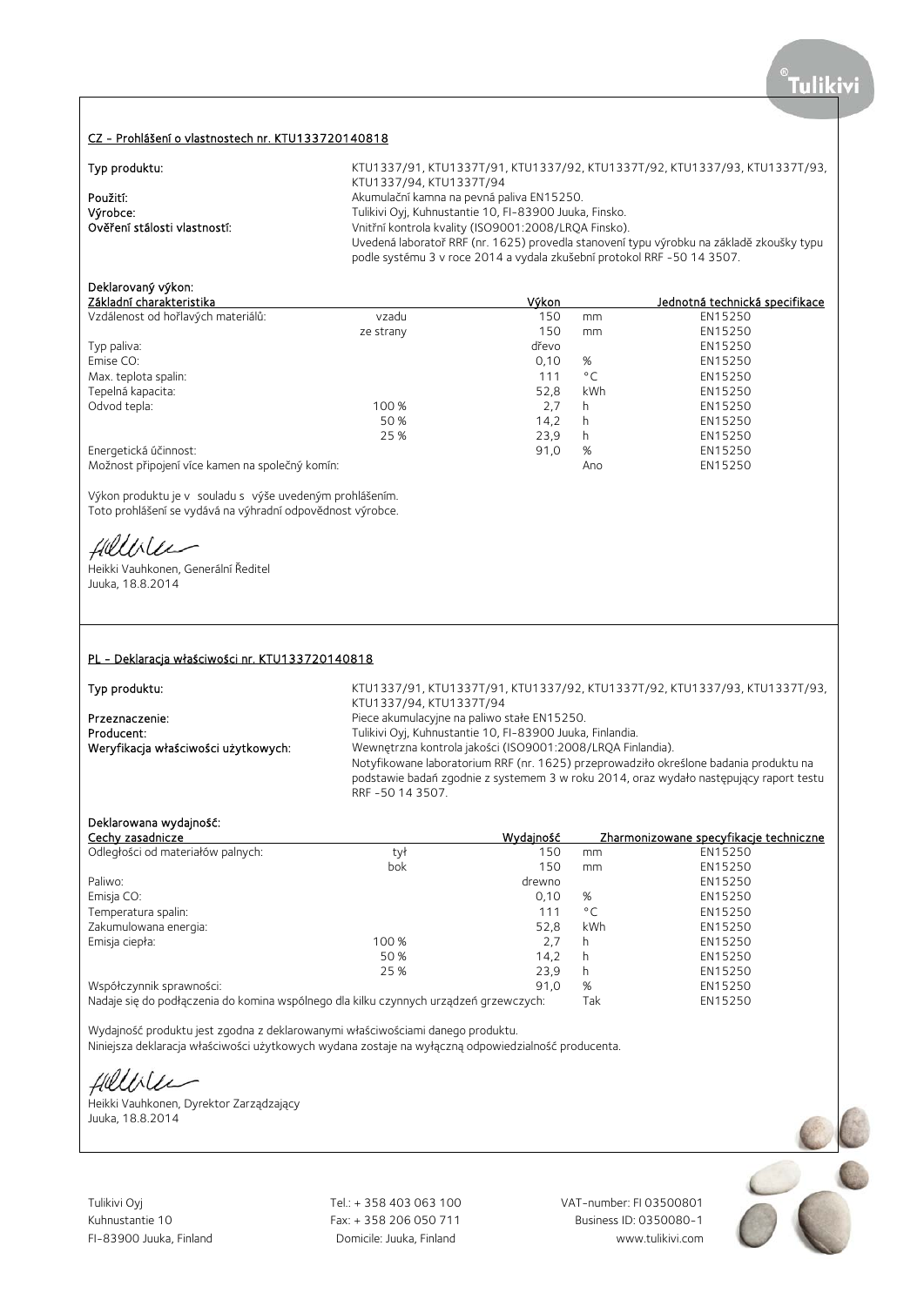## CZ - Prohlášení o vlastnostech nr. KTU133720140818

**Typ produktu:** KTU1337/91, KTU1337T/91, KTU1337/92, KTU1337T/92, KTU1337/93, KTU1337T/93, KTU1337/94, KTU1337T/94

**Použití:** Akumulační kamna na pevná paliva EN15250.

**Výrobce:** Tulikivi Oyj, Kuhnustantie 10, FI-83900 Juuka, Finsko.

**Ověření stálosti vlastností:** Vnitřní kontrola kvality (ISO9001:2008/LRQA Finsko).
Uvedená laboratoř RRF (nr. 1625) provedla stanovení typu výrobku na základě zkoušky typu podle systému 3 v roce 2014 a vydala zkušební protokol RRF -50 14 3507.

**Deklarovaný výkon:**

| Základní charakteristika | | Výkon | | Jednotná technická specifikace |
|---|---|---|---|---|
| Vzdálenost od hořlavých materiálů: | vzadu | 150 | mm | EN15250 |
| | ze strany | 150 | mm | EN15250 |
| Typ paliva: | | dřevo | | EN15250 |
| Emise CO: | | 0,10 | % | EN15250 |
| Max. teplota spalin: | | 111 | °C | EN15250 |
| Tepelná kapacita: | | 52,8 | kWh | EN15250 |
| Odvod tepla: | 100 % | 2,7 | h | EN15250 |
| | 50 % | 14,2 | h | EN15250 |
| | 25 % | 23,9 | h | EN15250 |
| Energetická účinnost: | | 91,0 | % | EN15250 |
| Možnost připojení více kamen na společný komín: | | | Ano | EN15250 |

Výkon produktu je v souladu s výše uvedeným prohlášením.
Toto prohlášení se vydává na výhradní odpovědnost výrobce.

Heikki Vauhkonen, Generální Ředitel
Juuka, 18.8.2014

## PL - Deklaracja właściwości nr. KTU133720140818

**Typ produktu:** KTU1337/91, KTU1337T/91, KTU1337/92, KTU1337T/92, KTU1337/93, KTU1337T/93, KTU1337/94, KTU1337T/94

**Przeznaczenie:** Piece akumulacyjne na paliwo stałe EN15250.

**Producent:** Tulikivi Oyj, Kuhnustantie 10, FI-83900 Juuka, Finlandia.

**Weryfikacja właściwości użytkowych:** Wewnętrzna kontrola jakości (ISO9001:2008/LRQA Finlandia).
Notyfikowane laboratorium RRF (nr. 1625) przeprowadziło określone badania produktu na podstawie badań zgodnie z systemem 3 w roku 2014, oraz wydało następujący raport testu RRF -50 14 3507.

**Deklarowana wydajność:**

| Cechy zasadnicze | | Wydajność | | Zharmonizowane specyfikacje techniczne |
|---|---|---|---|---|
| Odległości od materiałów palnych: | tył | 150 | mm | EN15250 |
| | bok | 150 | mm | EN15250 |
| Paliwo: | | drewno | | EN15250 |
| Emisja CO: | | 0,10 | % | EN15250 |
| Temperatura spalin: | | 111 | °C | EN15250 |
| Zakumulowana energia: | | 52,8 | kWh | EN15250 |
| Emisja ciepła: | 100 % | 2,7 | h | EN15250 |
| | 50 % | 14,2 | h | EN15250 |
| | 25 % | 23,9 | h | EN15250 |
| Współczynnik sprawności: | | 91,0 | % | EN15250 |
| Nadaje się do podłączenia do komina wspólnego dla kilku czynnych urządzeń grzewczych: | | | Tak | EN15250 |

Wydajność produktu jest zgodna z deklarowanymi właściwościami danego produktu.
Niniejsza deklaracja właściwości użytkowych wydana zostaje na wyłączną odpowiedzialność producenta.

Heikki Vauhkonen, Dyrektor Zarządzający
Juuka, 18.8.2014

Tulikivi Oyj
Kuhnustantie 10
FI-83900 Juuka, Finland

Tel.: + 358 403 063 100
Fax: + 358 206 050 711
Domicile: Juuka, Finland

VAT-number: FI 03500801
Business ID: 0350080-1
www.tulikivi.com